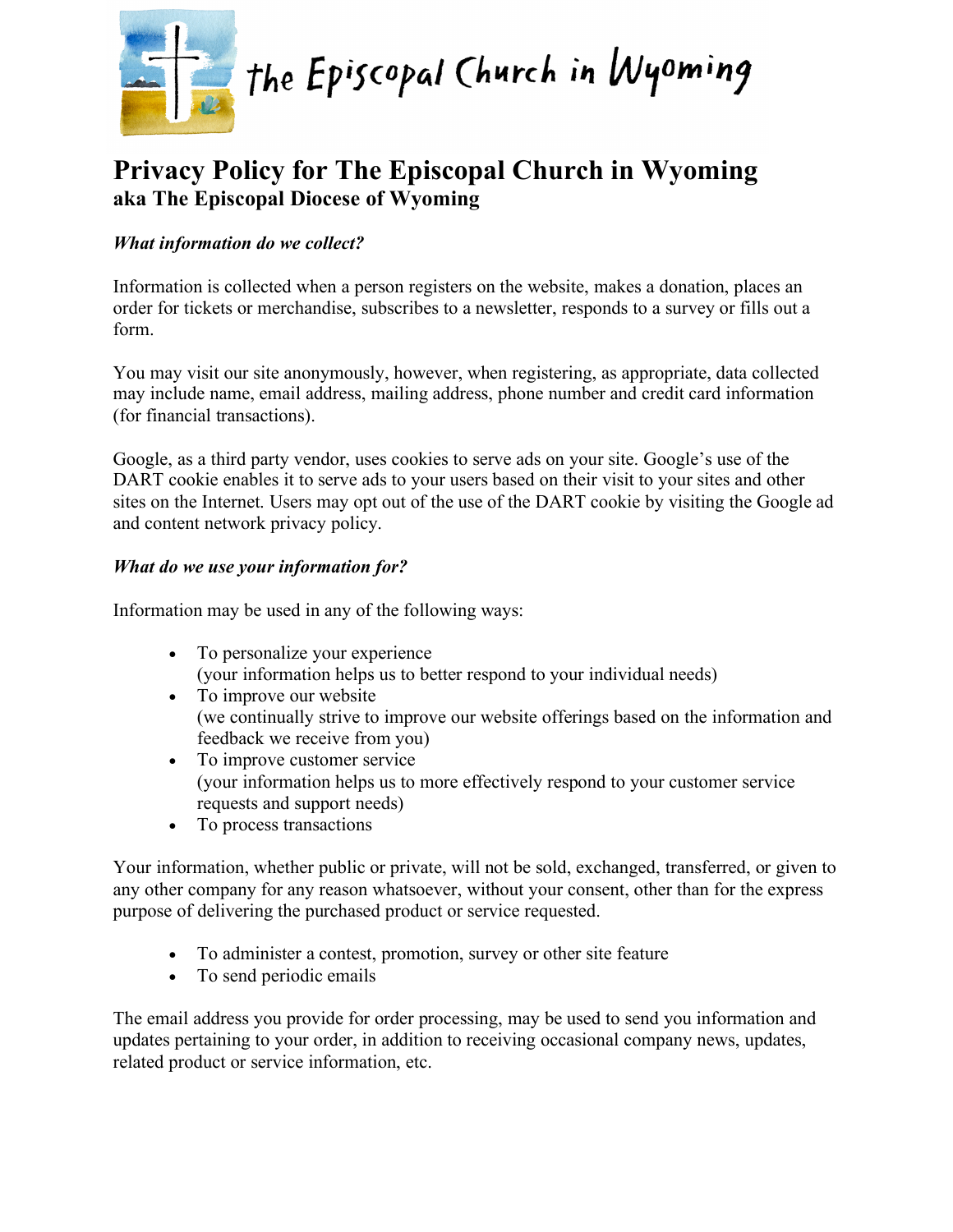# Privacy Policy for The Episcopal Church in Wyoming
## aka The Episcopal Diocese of Wyoming

***What information do we collect?***

Information is collected when a person registers on the website, makes a donation, places an order for tickets or merchandise, subscribes to a newsletter, responds to a survey or fills out a form.

You may visit our site anonymously, however, when registering, as appropriate, data collected may include name, email address, mailing address, phone number and credit card information (for financial transactions).

Google, as a third party vendor, uses cookies to serve ads on your site. Google's use of the DART cookie enables it to serve ads to your users based on their visit to your sites and other sites on the Internet. Users may opt out of the use of the DART cookie by visiting the Google ad and content network privacy policy.

***What do we use your information for?***

Information may be used in any of the following ways:

- To personalize your experience
  (your information helps us to better respond to your individual needs)
- To improve our website
  (we continually strive to improve our website offerings based on the information and feedback we receive from you)
- To improve customer service
  (your information helps us to more effectively respond to your customer service requests and support needs)
- To process transactions

Your information, whether public or private, will not be sold, exchanged, transferred, or given to any other company for any reason whatsoever, without your consent, other than for the express purpose of delivering the purchased product or service requested.

- To administer a contest, promotion, survey or other site feature
- To send periodic emails

The email address you provide for order processing, may be used to send you information and updates pertaining to your order, in addition to receiving occasional company news, updates, related product or service information, etc.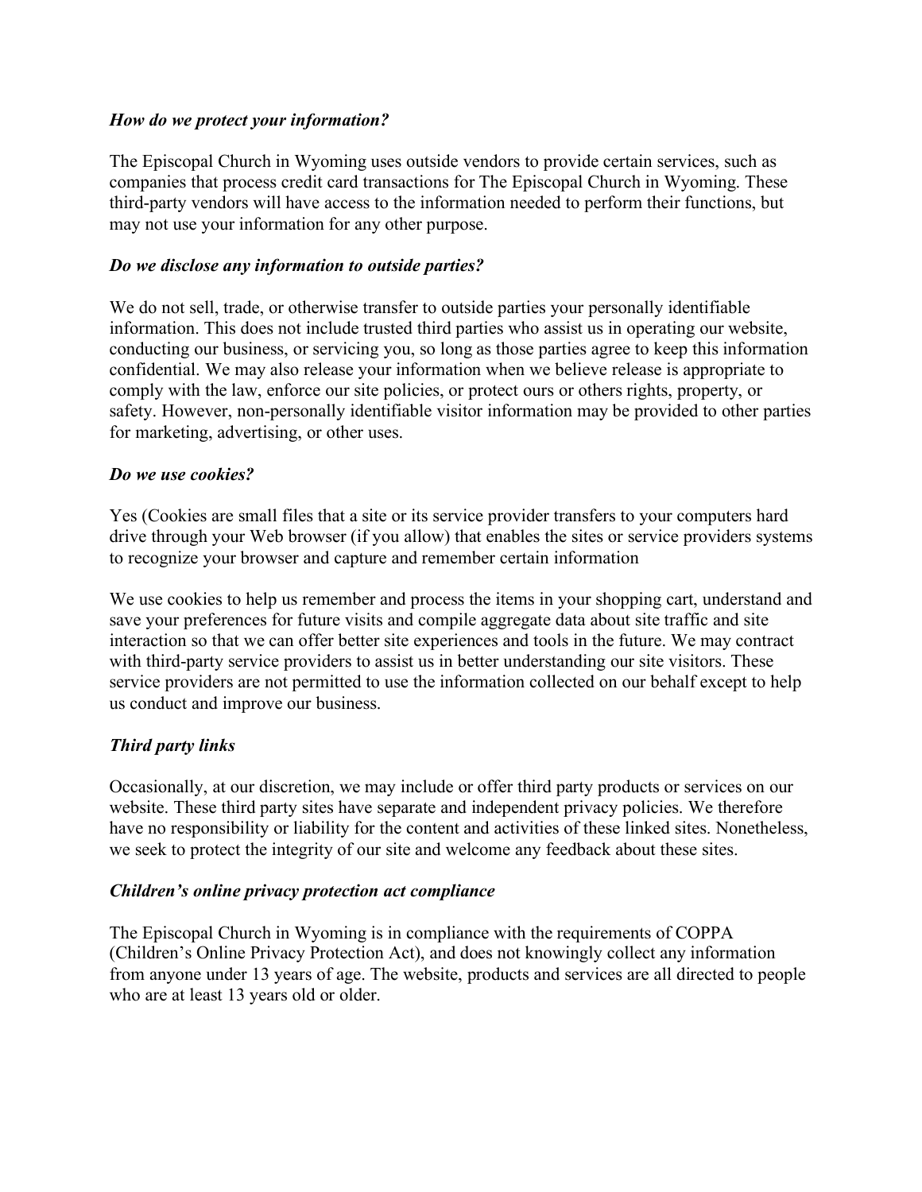### *How do we protect your information?*

The Episcopal Church in Wyoming uses outside vendors to provide certain services, such as companies that process credit card transactions for The Episcopal Church in Wyoming. These third-party vendors will have access to the information needed to perform their functions, but may not use your information for any other purpose.

### *Do we disclose any information to outside parties?*

We do not sell, trade, or otherwise transfer to outside parties your personally identifiable information. This does not include trusted third parties who assist us in operating our website, conducting our business, or servicing you, so long as those parties agree to keep this information confidential. We may also release your information when we believe release is appropriate to comply with the law, enforce our site policies, or protect ours or others rights, property, or safety. However, non-personally identifiable visitor information may be provided to other parties for marketing, advertising, or other uses.

### *Do we use cookies?*

Yes (Cookies are small files that a site or its service provider transfers to your computers hard drive through your Web browser (if you allow) that enables the sites or service providers systems to recognize your browser and capture and remember certain information

We use cookies to help us remember and process the items in your shopping cart, understand and save your preferences for future visits and compile aggregate data about site traffic and site interaction so that we can offer better site experiences and tools in the future. We may contract with third-party service providers to assist us in better understanding our site visitors. These service providers are not permitted to use the information collected on our behalf except to help us conduct and improve our business.

### *Third party links*

Occasionally, at our discretion, we may include or offer third party products or services on our website. These third party sites have separate and independent privacy policies. We therefore have no responsibility or liability for the content and activities of these linked sites. Nonetheless, we seek to protect the integrity of our site and welcome any feedback about these sites.

### *Children's online privacy protection act compliance*

The Episcopal Church in Wyoming is in compliance with the requirements of COPPA (Children's Online Privacy Protection Act), and does not knowingly collect any information from anyone under 13 years of age. The website, products and services are all directed to people who are at least 13 years old or older.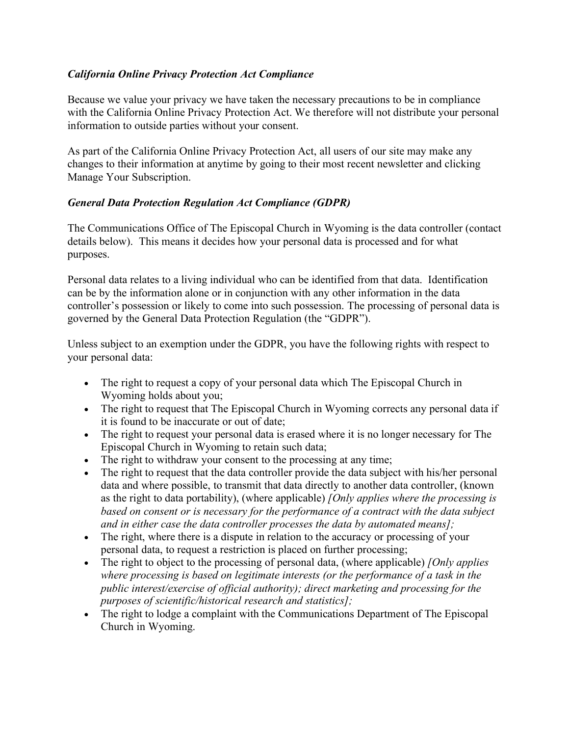### *California Online Privacy Protection Act Compliance*

Because we value your privacy we have taken the necessary precautions to be in compliance with the California Online Privacy Protection Act. We therefore will not distribute your personal information to outside parties without your consent.

As part of the California Online Privacy Protection Act, all users of our site may make any changes to their information at anytime by going to their most recent newsletter and clicking Manage Your Subscription.

### *General Data Protection Regulation Act Compliance (GDPR)*

The Communications Office of The Episcopal Church in Wyoming is the data controller (contact details below). This means it decides how your personal data is processed and for what purposes.

Personal data relates to a living individual who can be identified from that data. Identification can be by the information alone or in conjunction with any other information in the data controller's possession or likely to come into such possession. The processing of personal data is governed by the General Data Protection Regulation (the "GDPR").

Unless subject to an exemption under the GDPR, you have the following rights with respect to your personal data:

- The right to request a copy of your personal data which The Episcopal Church in Wyoming holds about you;
- The right to request that The Episcopal Church in Wyoming corrects any personal data if it is found to be inaccurate or out of date;
- The right to request your personal data is erased where it is no longer necessary for The Episcopal Church in Wyoming to retain such data;
- The right to withdraw your consent to the processing at any time;
- The right to request that the data controller provide the data subject with his/her personal data and where possible, to transmit that data directly to another data controller, (known as the right to data portability), (where applicable) *[Only applies where the processing is based on consent or is necessary for the performance of a contract with the data subject and in either case the data controller processes the data by automated means];*
- The right, where there is a dispute in relation to the accuracy or processing of your personal data, to request a restriction is placed on further processing;
- The right to object to the processing of personal data, (where applicable) *[Only applies where processing is based on legitimate interests (or the performance of a task in the public interest/exercise of official authority); direct marketing and processing for the purposes of scientific/historical research and statistics];*
- The right to lodge a complaint with the Communications Department of The Episcopal Church in Wyoming.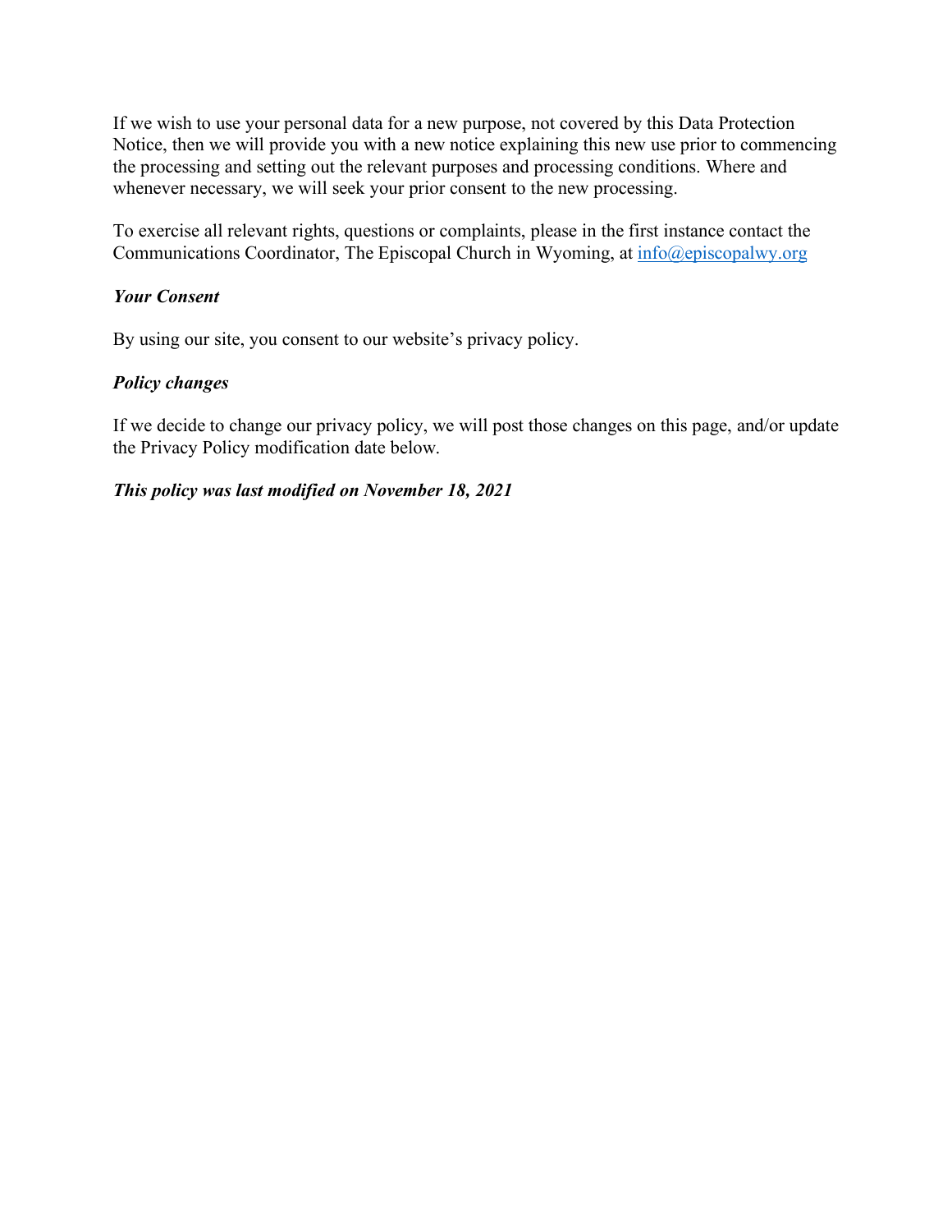If we wish to use your personal data for a new purpose, not covered by this Data Protection Notice, then we will provide you with a new notice explaining this new use prior to commencing the processing and setting out the relevant purposes and processing conditions. Where and whenever necessary, we will seek your prior consent to the new processing.

To exercise all relevant rights, questions or complaints, please in the first instance contact the Communications Coordinator, The Episcopal Church in Wyoming, at info@episcopalwy.org

***Your Consent***

By using our site, you consent to our website's privacy policy.

***Policy changes***

If we decide to change our privacy policy, we will post those changes on this page, and/or update the Privacy Policy modification date below.

***This policy was last modified on November 18, 2021***